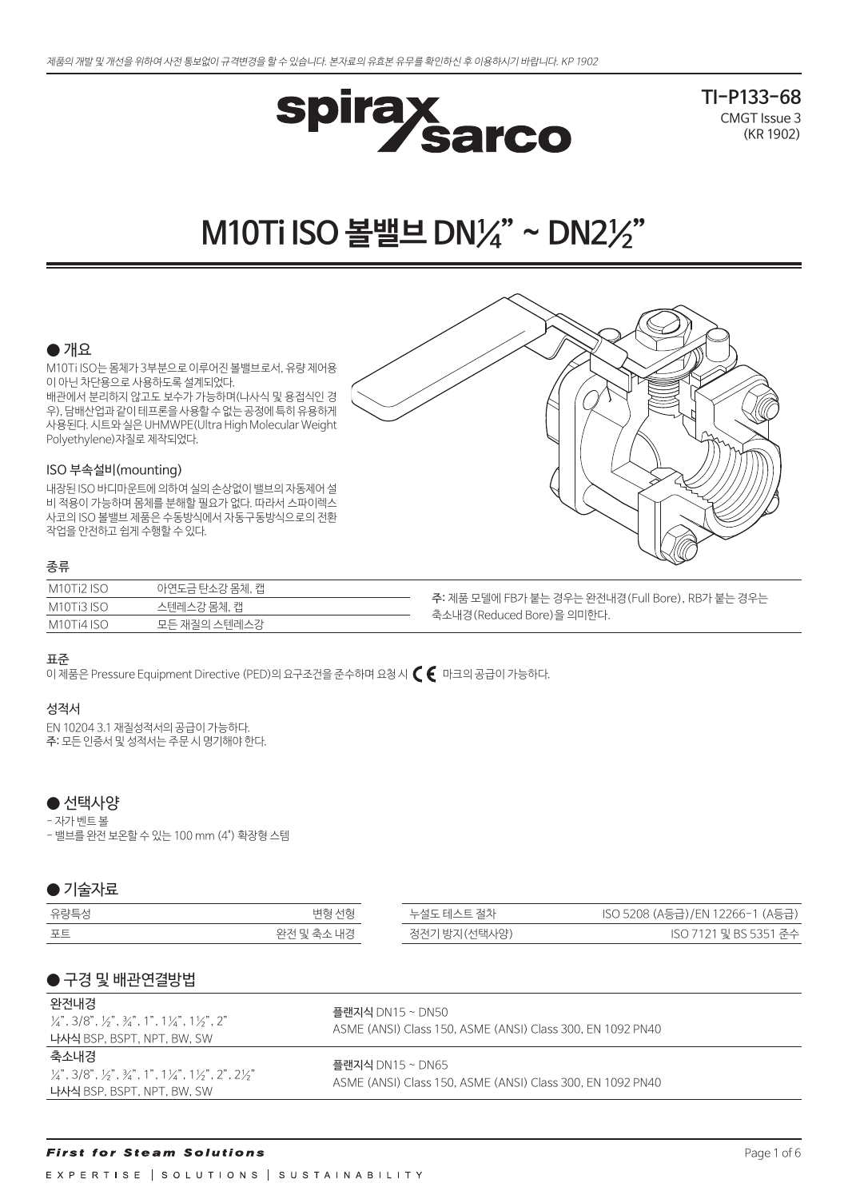제품의 개발 및 개선을 위하여 사전 통보없이 규격변경을 할 수 있습니다. 본자료의 유효본 유무를 확인하신 후 이용하시기 바랍니다. KP 1902

TI-P133-68
CMGT Issue 3
(KR 1902)

# M10Ti ISO 볼밸브 DN¼" ~ DN2½"

## ● 개요

M10Ti ISO는 몸체가 3부분으로 이루어진 볼밸브로서, 유량 제어용이 아닌 차단용으로 사용하도록 설계되었다.
배관에서 분리하지 않고도 보수가 가능하며(나사식 및 용접식인 경우), 담배산업과 같이 테프론을 사용할 수 없는 공정에 특히 유용하게 사용된다. 시트와 실은 UHMWPE(Ultra High Molecular Weight Polyethylene)재질로 제작되었다.

### ISO 부속설비(mounting)

내장된 ISO 바디마운트에 의하여 실의 손상없이 밸브의 자동제어 설비 적용이 가능하며 몸체를 분해할 필요가 없다. 따라서 스파이렉스 사코의 ISO 볼밸브 제품은 수동방식에서 자동구동방식으로의 전환 작업을 안전하고 쉽게 수행할 수 있다.

### 종류

| | |
|---|---|
| M10Ti2 ISO | 아연도금 탄소강 몸체, 캡 |
| M10Ti3 ISO | 스텐레스강 몸체, 캡 |
| M10Ti4 ISO | 모든 재질의 스텐레스강 |

**주:** 제품 모델에 FB가 붙는 경우는 완전내경(Full Bore), RB가 붙는 경우는 축소내경(Reduced Bore)을 의미한다.

### 표준

이 제품은 Pressure Equipment Directive (PED)의 요구조건을 준수하며 요청 시 CE 마크의 공급이 가능하다.

### 성적서

EN 10204 3.1 재질성적서의 공급이 가능하다.
**주:** 모든 인증서 및 성적서는 주문 시 명기해야 한다.

## ● 선택사양

- 자가 벤트 볼
- 밸브를 완전 보온할 수 있는 100 mm (4") 확장형 스템

## ● 기술자료

| | |
|---|---|
| 유량특성 | 변형 선형 |
| 포트 | 완전 및 축소 내경 |
| 누설도 테스트 절차 | ISO 5208 (A등급)/EN 12266-1 (A등급) |
| 정전기 방지(선택사양) | ISO 7121 및 BS 5351 준수 |

## ● 구경 및 배관연결방법

| | |
|---|---|
| **완전내경**<br>¼", 3/8", ½", ¾", 1", 1¼", 1½", 2"<br>**나사식** BSP, BSPT, NPT, BW, SW | **플랜지식** DN15 ~ DN50<br>ASME (ANSI) Class 150, ASME (ANSI) Class 300, EN 1092 PN40 |
| **축소내경**<br>¼", 3/8", ½", ¾", 1", 1¼", 1½", 2", 2½"<br>**나사식** BSP, BSPT, NPT, BW, SW | **플랜지식** DN15 ~ DN65<br>ASME (ANSI) Class 150, ASME (ANSI) Class 300, EN 1092 PN40 |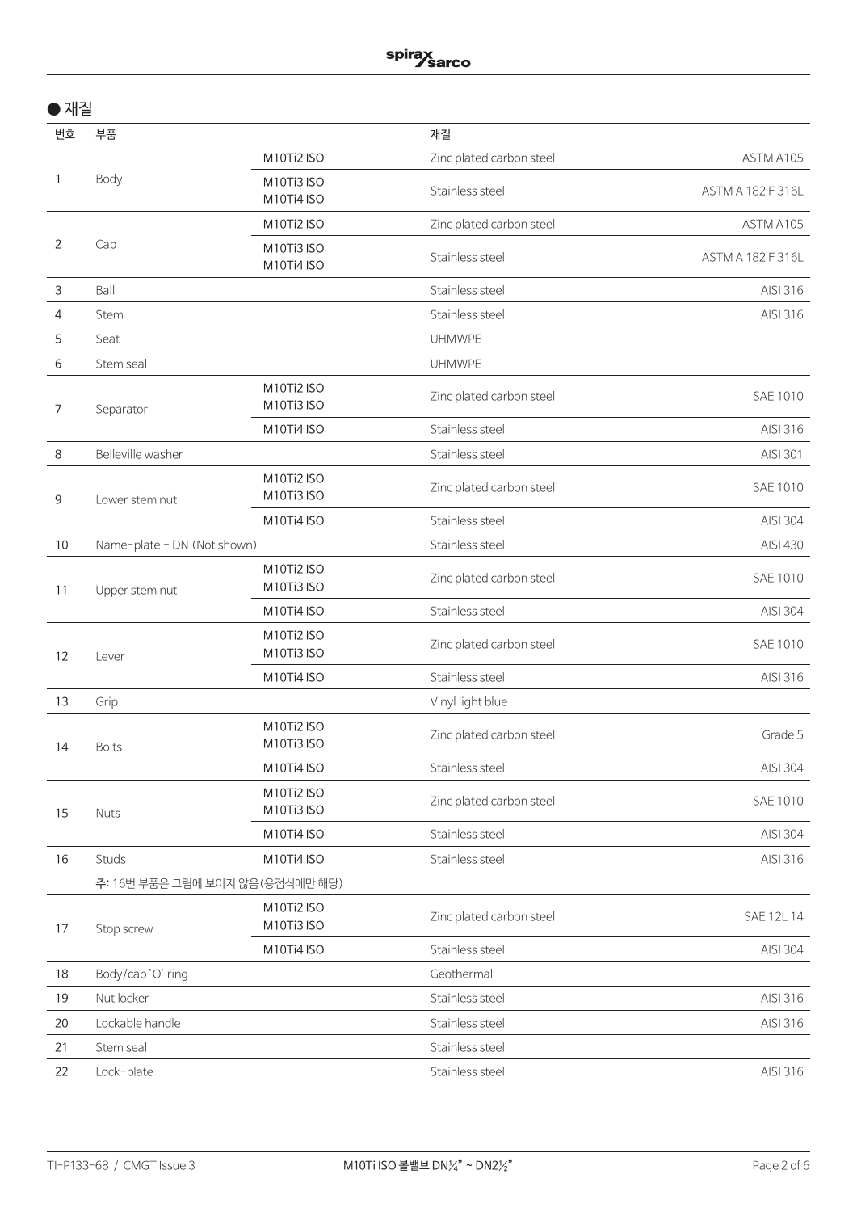## ● 재질

| 번호 | 부품 | | 재질 | |
|---|---|---|---|---|
| 1 | Body | M10Ti2 ISO | Zinc plated carbon steel | ASTM A105 |
| | | M10Ti3 ISO<br>M10Ti4 ISO | Stainless steel | ASTM A 182 F 316L |
| 2 | Cap | M10Ti2 ISO | Zinc plated carbon steel | ASTM A105 |
| | | M10Ti3 ISO<br>M10Ti4 ISO | Stainless steel | ASTM A 182 F 316L |
| 3 | Ball | | Stainless steel | AISI 316 |
| 4 | Stem | | Stainless steel | AISI 316 |
| 5 | Seat | | UHMWPE | |
| 6 | Stem seal | | UHMWPE | |
| 7 | Separator | M10Ti2 ISO<br>M10Ti3 ISO | Zinc plated carbon steel | SAE 1010 |
| | | M10Ti4 ISO | Stainless steel | AISI 316 |
| 8 | Belleville washer | | Stainless steel | AISI 301 |
| 9 | Lower stem nut | M10Ti2 ISO<br>M10Ti3 ISO | Zinc plated carbon steel | SAE 1010 |
| | | M10Ti4 ISO | Stainless steel | AISI 304 |
| 10 | Name-plate - DN (Not shown) | | Stainless steel | AISI 430 |
| 11 | Upper stem nut | M10Ti2 ISO<br>M10Ti3 ISO | Zinc plated carbon steel | SAE 1010 |
| | | M10Ti4 ISO | Stainless steel | AISI 304 |
| 12 | Lever | M10Ti2 ISO<br>M10Ti3 ISO | Zinc plated carbon steel | SAE 1010 |
| | | M10Ti4 ISO | Stainless steel | AISI 316 |
| 13 | Grip | | Vinyl light blue | |
| 14 | Bolts | M10Ti2 ISO<br>M10Ti3 ISO | Zinc plated carbon steel | Grade 5 |
| | | M10Ti4 ISO | Stainless steel | AISI 304 |
| 15 | Nuts | M10Ti2 ISO<br>M10Ti3 ISO | Zinc plated carbon steel | SAE 1010 |
| | | M10Ti4 ISO | Stainless steel | AISI 304 |
| 16 | Studs | M10Ti4 ISO | Stainless steel | AISI 316 |
| | 주: 16번 부품은 그림에 보이지 않음(용접식에만 해당) | | | |
| 17 | Stop screw | M10Ti2 ISO<br>M10Ti3 ISO | Zinc plated carbon steel | SAE 12L 14 |
| | | M10Ti4 ISO | Stainless steel | AISI 304 |
| 18 | Body/cap 'O' ring | | Geothermal | |
| 19 | Nut locker | | Stainless steel | AISI 316 |
| 20 | Lockable handle | | Stainless steel | AISI 316 |
| 21 | Stem seal | | Stainless steel | |
| 22 | Lock-plate | | Stainless steel | AISI 316 |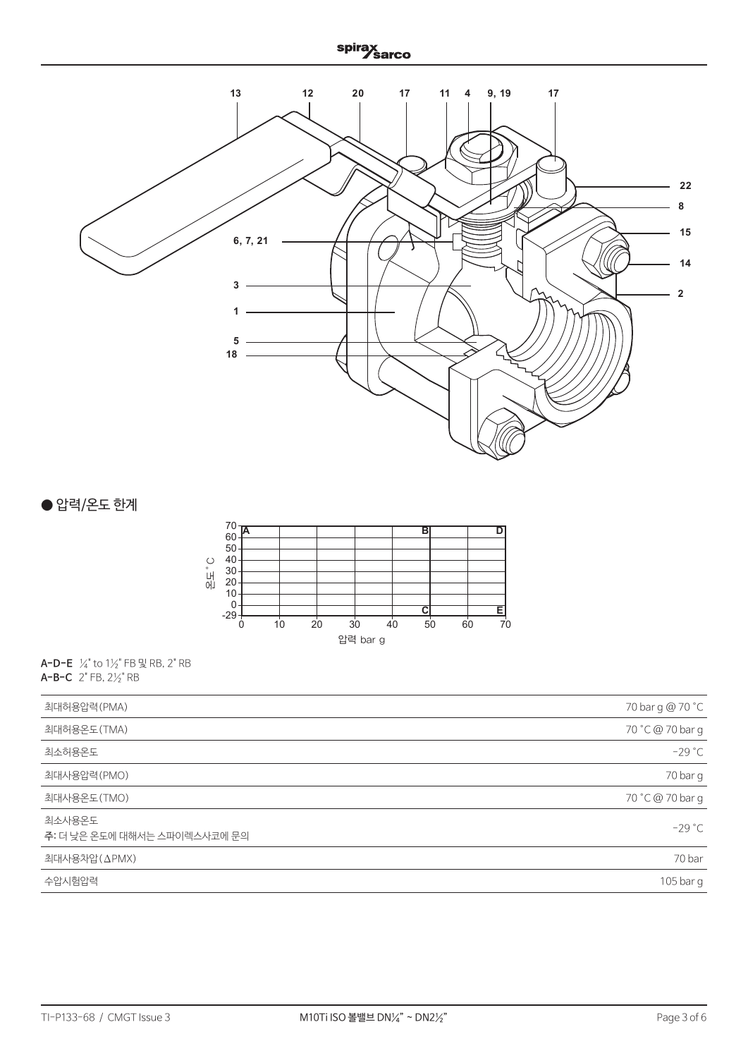## ● 압력/온도 한계

**A-D-E** ¼" to 1½" FB 및 RB, 2" RB
**A-B-C** 2" FB, 2½" RB

| | |
|---|---|
| 최대허용압력(PMA) | 70 bar g @ 70 °C |
| 최대허용온도(TMA) | 70 °C @ 70 bar g |
| 최소허용온도 | -29 °C |
| 최대사용압력(PMO) | 70 bar g |
| 최대사용온도(TMO) | 70 °C @ 70 bar g |
| 최소사용온도<br>**주**: 더 낮은 온도에 대해서는 스파이렉스사코에 문의 | -29 °C |
| 최대사용차압(ΔPMX) | 70 bar |
| 수압시험압력 | 105 bar g |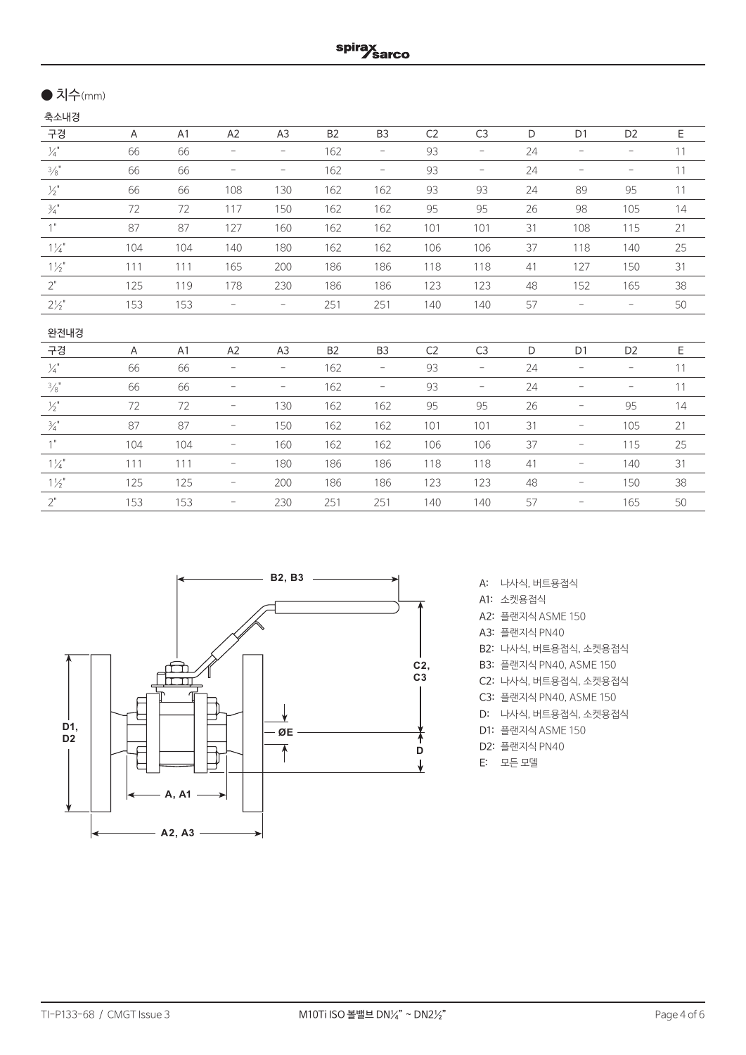## ● 치수(mm)

### 축소내경

| 구경 | A | A1 | A2 | A3 | B2 | B3 | C2 | C3 | D | D1 | D2 | E |
|---|---|---|---|---|---|---|---|---|---|---|---|---|
| ¼" | 66 | 66 | – | – | 162 | – | 93 | – | 24 | – | – | 11 |
| ⅜" | 66 | 66 | – | – | 162 | – | 93 | – | 24 | – | – | 11 |
| ½" | 66 | 66 | 108 | 130 | 162 | 162 | 93 | 93 | 24 | 89 | 95 | 11 |
| ¾" | 72 | 72 | 117 | 150 | 162 | 162 | 95 | 95 | 26 | 98 | 105 | 14 |
| 1" | 87 | 87 | 127 | 160 | 162 | 162 | 101 | 101 | 31 | 108 | 115 | 21 |
| 1¼" | 104 | 104 | 140 | 180 | 162 | 162 | 106 | 106 | 37 | 118 | 140 | 25 |
| 1½" | 111 | 111 | 165 | 200 | 186 | 186 | 118 | 118 | 41 | 127 | 150 | 31 |
| 2" | 125 | 119 | 178 | 230 | 186 | 186 | 123 | 123 | 48 | 152 | 165 | 38 |
| 2½" | 153 | 153 | – | – | 251 | 251 | 140 | 140 | 57 | – | – | 50 |

### 완전내경

| 구경 | A | A1 | A2 | A3 | B2 | B3 | C2 | C3 | D | D1 | D2 | E |
|---|---|---|---|---|---|---|---|---|---|---|---|---|
| ¼" | 66 | 66 | – | – | 162 | – | 93 | – | 24 | – | – | 11 |
| ⅜" | 66 | 66 | – | – | 162 | – | 93 | – | 24 | – | – | 11 |
| ½" | 72 | 72 | – | 130 | 162 | 162 | 95 | 95 | 26 | – | 95 | 14 |
| ¾" | 87 | 87 | – | 150 | 162 | 162 | 101 | 101 | 31 | – | 105 | 21 |
| 1" | 104 | 104 | – | 160 | 162 | 162 | 106 | 106 | 37 | – | 115 | 25 |
| 1¼" | 111 | 111 | – | 180 | 186 | 186 | 118 | 118 | 41 | – | 140 | 31 |
| 1½" | 125 | 125 | – | 200 | 186 | 186 | 123 | 123 | 48 | – | 150 | 38 |
| 2" | 153 | 153 | – | 230 | 251 | 251 | 140 | 140 | 57 | – | 165 | 50 |

- A: 나사식, 버트용접식
- A1: 소켓용접식
- A2: 플랜지식 ASME 150
- A3: 플랜지식 PN40
- B2: 나사식, 버트용접식, 소켓용접식
- B3: 플랜지식 PN40, ASME 150
- C2: 나사식, 버트용접식, 소켓용접식
- C3: 플랜지식 PN40, ASME 150
- D: 나사식, 버트용접식, 소켓용접식
- D1: 플랜지식 ASME 150
- D2: 플랜지식 PN40
- E: 모든 모델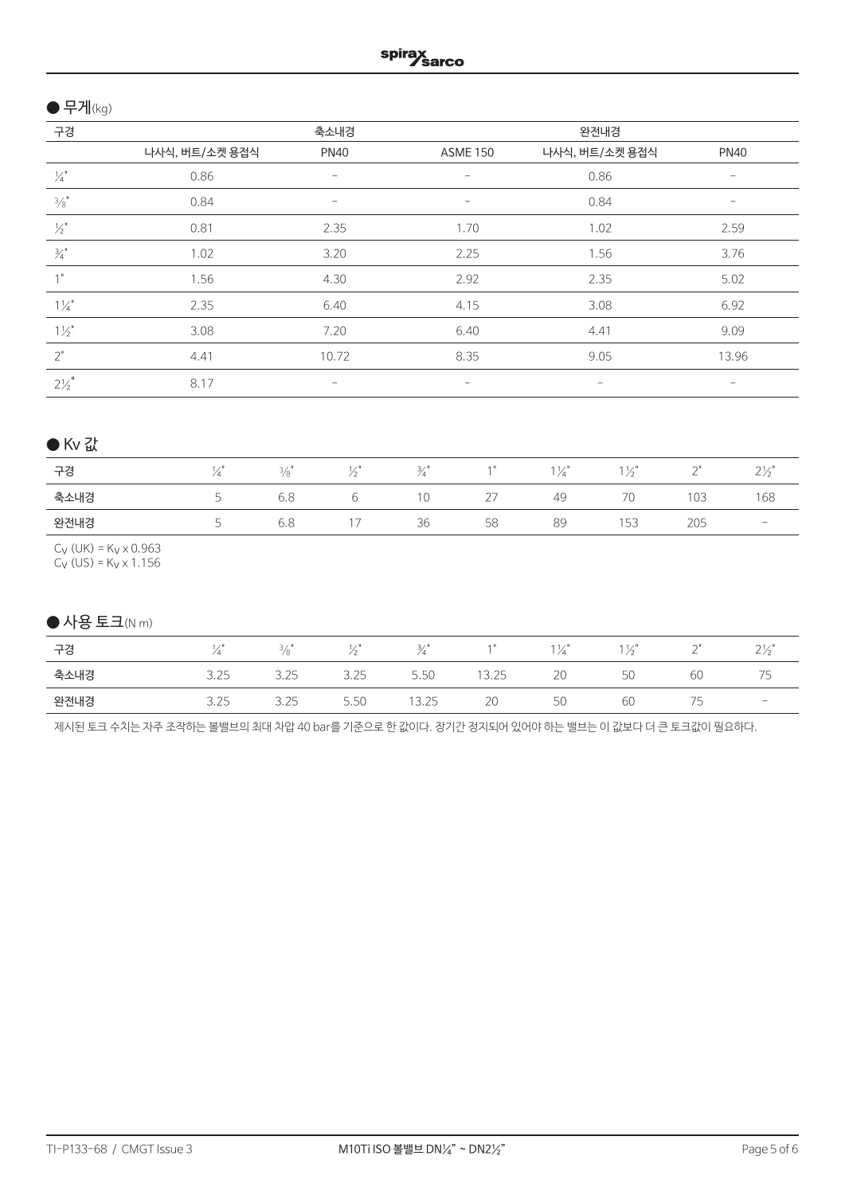## ● 무게(kg)

| 구경 | 축소내경 | | | 완전내경 | |
|---|---|---|---|---|---|
| | 나사식, 버트/소켓 용접식 | PN40 | ASME 150 | 나사식, 버트/소켓 용접식 | PN40 |
| ¼" | 0.86 | – | – | 0.86 | – |
| ⅜" | 0.84 | – | – | 0.84 | – |
| ½" | 0.81 | 2.35 | 1.70 | 1.02 | 2.59 |
| ¾" | 1.02 | 3.20 | 2.25 | 1.56 | 3.76 |
| 1" | 1.56 | 4.30 | 2.92 | 2.35 | 5.02 |
| 1¼" | 2.35 | 6.40 | 4.15 | 3.08 | 6.92 |
| 1½" | 3.08 | 7.20 | 6.40 | 4.41 | 9.09 |
| 2" | 4.41 | 10.72 | 8.35 | 9.05 | 13.96 |
| 2½" | 8.17 | – | – | – | – |

## ● Kv 값

| 구경 | ¼" | ⅜" | ½" | ¾" | 1" | 1¼" | 1½" | 2" | 2½" |
|---|---|---|---|---|---|---|---|---|---|
| 축소내경 | 5 | 6.8 | 6 | 10 | 27 | 49 | 70 | 103 | 168 |
| 완전내경 | 5 | 6.8 | 17 | 36 | 58 | 89 | 153 | 205 | – |

$C_V$ (UK) = $K_V$ x 0.963
$C_V$ (US) = $K_V$ x 1.156

## ● 사용 토크(N m)

| 구경 | ¼" | ⅜" | ½" | ¾" | 1" | 1¼" | 1½" | 2" | 2½" |
|---|---|---|---|---|---|---|---|---|---|
| 축소내경 | 3.25 | 3.25 | 3.25 | 5.50 | 13.25 | 20 | 50 | 60 | 75 |
| 완전내경 | 3.25 | 3.25 | 5.50 | 13.25 | 20 | 50 | 60 | 75 | – |

제시된 토크 수치는 자주 조작하는 볼밸브의 최대 차압 40 bar를 기준으로 한 값이다. 장기간 정지되어 있어야 하는 밸브는 이 값보다 더 큰 토크값이 필요하다.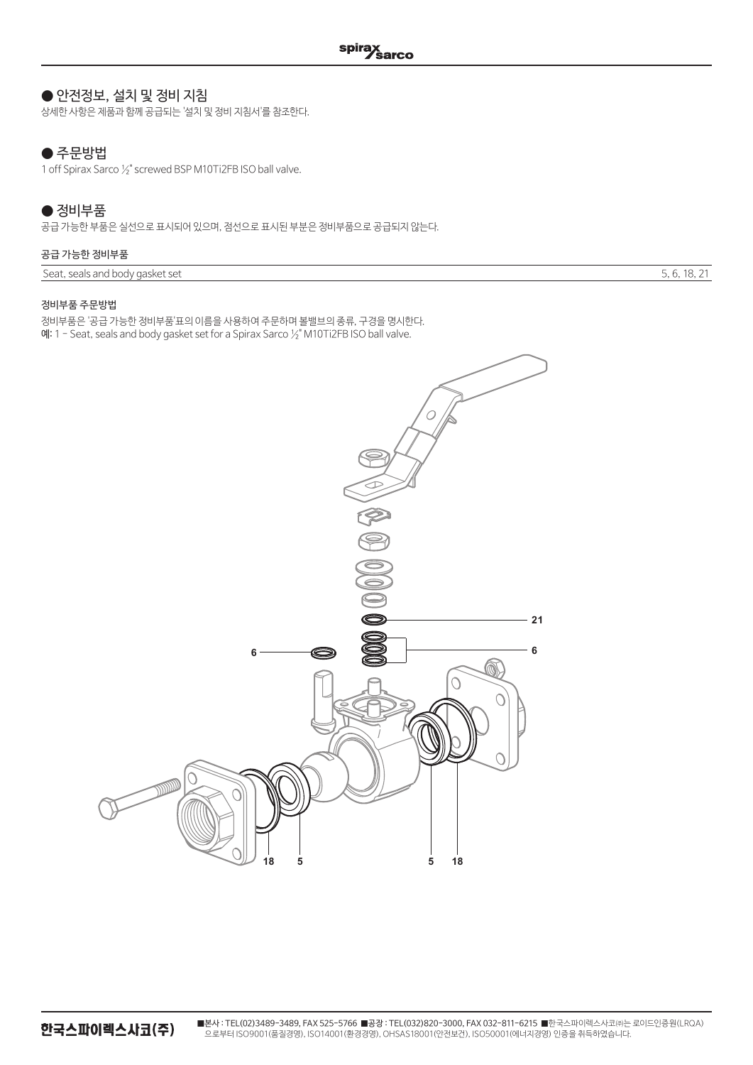## ● 안전정보, 설치 및 정비 지침

상세한 사항은 제품과 함께 공급되는 '설치 및 정비 지침서'를 참조한다.

## ● 주문방법

1 off Spirax Sarco ½" screwed BSP M10Ti2FB ISO ball valve.

## ● 정비부품

공급 가능한 부품은 실선으로 표시되어 있으며, 점선으로 표시된 부분은 정비부품으로 공급되지 않는다.

### 공급 가능한 정비부품

| | |
|---|---|
| Seat, seals and body gasket set | 5, 6, 18, 21 |

### 정비부품 주문방법

정비부품은 '공급 가능한 정비부품'표의 이름을 사용하여 주문하며 볼밸브의 종류, 구경을 명시한다.

**예:** 1 - Seat, seals and body gasket set for a Spirax Sarco ½" M10Ti2FB ISO ball valve.

21

6

6

18

5

5

18

**한국스파이렉스사코(주)**

■본사 : TEL(02)3489-3489, FAX 525-5766 ■공장 : TEL(032)820-3000, FAX 032-811-6215 ■한국스파이렉스사코㈜는 로이드인증원(LRQA)으로부터 ISO9001(품질경영), ISO14001(환경경영), OHSAS18001(안전보건), ISO50001(에너지경영) 인증을 취득하였습니다.